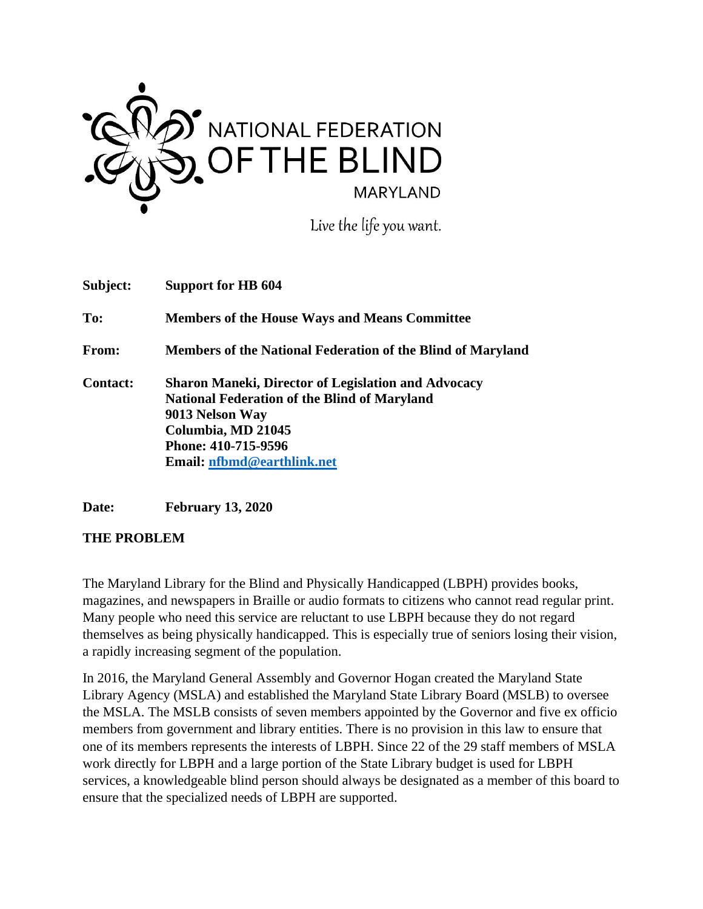NATIONAL FEDERATION OF THE BLIND MARYLAND

Live the life you want.

**Subject:** **Support for HB 604**

**To:** **Members of the House Ways and Means Committee**

**From:** **Members of the National Federation of the Blind of Maryland**

**Contact:** **Sharon Maneki, Director of Legislation and Advocacy**
**National Federation of the Blind of Maryland**
**9013 Nelson Way**
**Columbia, MD 21045**
**Phone: 410-715-9596**
**Email: nfbmd@earthlink.net**

**Date:** **February 13, 2020**

**THE PROBLEM**

The Maryland Library for the Blind and Physically Handicapped (LBPH) provides books, magazines, and newspapers in Braille or audio formats to citizens who cannot read regular print. Many people who need this service are reluctant to use LBPH because they do not regard themselves as being physically handicapped. This is especially true of seniors losing their vision, a rapidly increasing segment of the population.

In 2016, the Maryland General Assembly and Governor Hogan created the Maryland State Library Agency (MSLA) and established the Maryland State Library Board (MSLB) to oversee the MSLA. The MSLB consists of seven members appointed by the Governor and five ex officio members from government and library entities. There is no provision in this law to ensure that one of its members represents the interests of LBPH. Since 22 of the 29 staff members of MSLA work directly for LBPH and a large portion of the State Library budget is used for LBPH services, a knowledgeable blind person should always be designated as a member of this board to ensure that the specialized needs of LBPH are supported.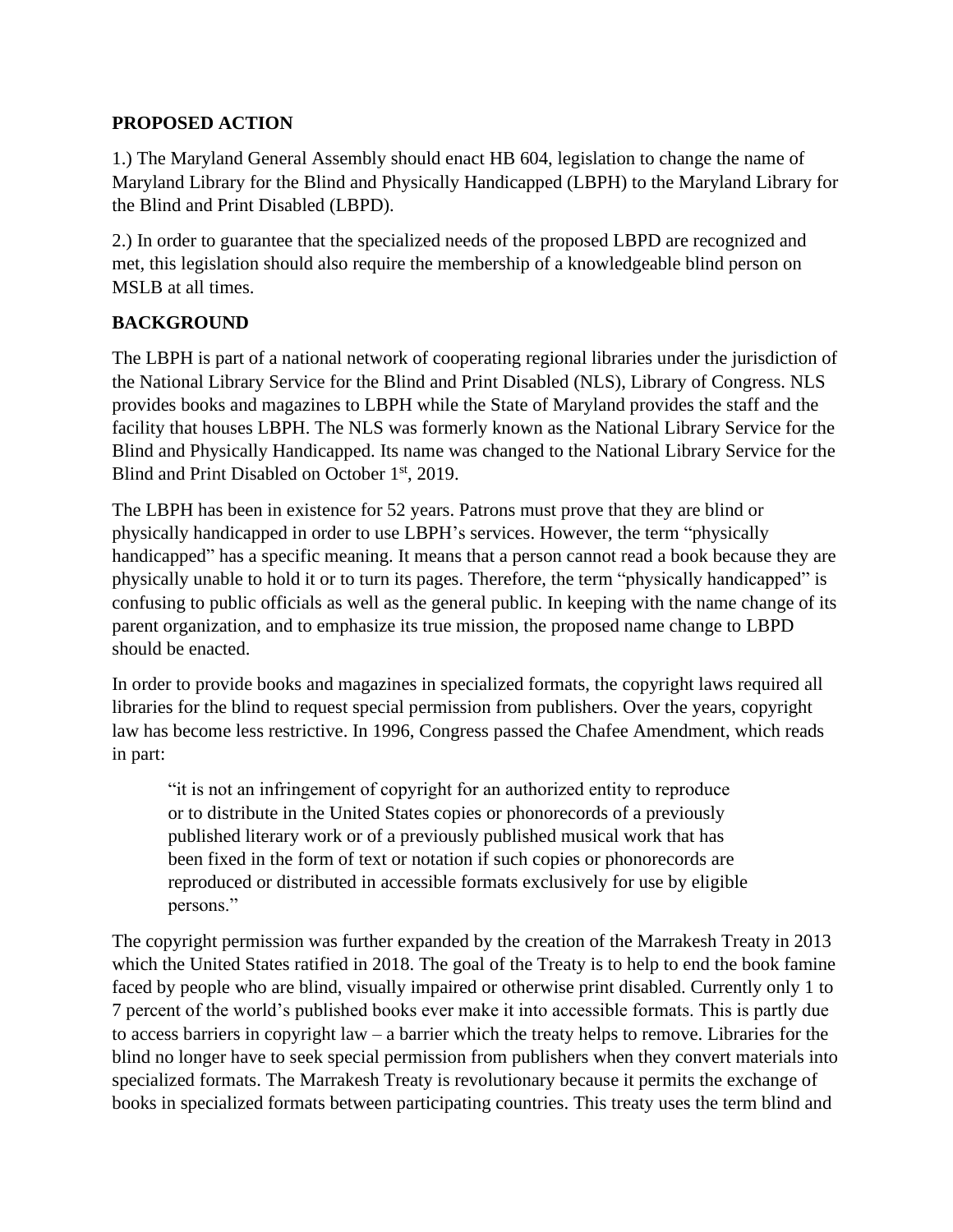**PROPOSED ACTION**

1.) The Maryland General Assembly should enact HB 604, legislation to change the name of Maryland Library for the Blind and Physically Handicapped (LBPH) to the Maryland Library for the Blind and Print Disabled (LBPD).

2.) In order to guarantee that the specialized needs of the proposed LBPD are recognized and met, this legislation should also require the membership of a knowledgeable blind person on MSLB at all times.

**BACKGROUND**

The LBPH is part of a national network of cooperating regional libraries under the jurisdiction of the National Library Service for the Blind and Print Disabled (NLS), Library of Congress. NLS provides books and magazines to LBPH while the State of Maryland provides the staff and the facility that houses LBPH. The NLS was formerly known as the National Library Service for the Blind and Physically Handicapped. Its name was changed to the National Library Service for the Blind and Print Disabled on October 1st, 2019.

The LBPH has been in existence for 52 years. Patrons must prove that they are blind or physically handicapped in order to use LBPH's services. However, the term "physically handicapped" has a specific meaning. It means that a person cannot read a book because they are physically unable to hold it or to turn its pages. Therefore, the term "physically handicapped" is confusing to public officials as well as the general public. In keeping with the name change of its parent organization, and to emphasize its true mission, the proposed name change to LBPD should be enacted.

In order to provide books and magazines in specialized formats, the copyright laws required all libraries for the blind to request special permission from publishers. Over the years, copyright law has become less restrictive. In 1996, Congress passed the Chafee Amendment, which reads in part:

> "it is not an infringement of copyright for an authorized entity to reproduce or to distribute in the United States copies or phonorecords of a previously published literary work or of a previously published musical work that has been fixed in the form of text or notation if such copies or phonorecords are reproduced or distributed in accessible formats exclusively for use by eligible persons."

The copyright permission was further expanded by the creation of the Marrakesh Treaty in 2013 which the United States ratified in 2018. The goal of the Treaty is to help to end the book famine faced by people who are blind, visually impaired or otherwise print disabled. Currently only 1 to 7 percent of the world's published books ever make it into accessible formats. This is partly due to access barriers in copyright law – a barrier which the treaty helps to remove. Libraries for the blind no longer have to seek special permission from publishers when they convert materials into specialized formats. The Marrakesh Treaty is revolutionary because it permits the exchange of books in specialized formats between participating countries. This treaty uses the term blind and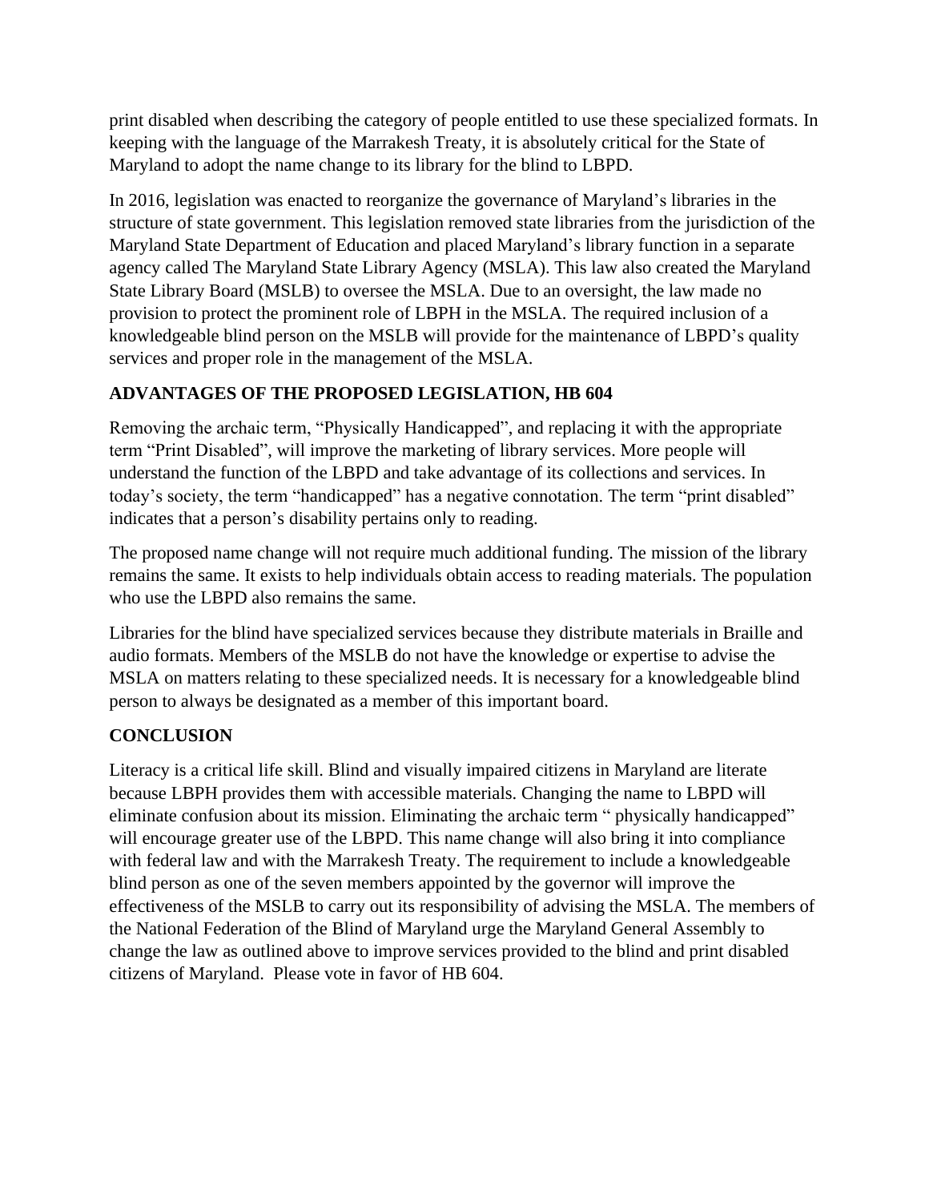print disabled when describing the category of people entitled to use these specialized formats. In keeping with the language of the Marrakesh Treaty, it is absolutely critical for the State of Maryland to adopt the name change to its library for the blind to LBPD.

In 2016, legislation was enacted to reorganize the governance of Maryland's libraries in the structure of state government. This legislation removed state libraries from the jurisdiction of the Maryland State Department of Education and placed Maryland's library function in a separate agency called The Maryland State Library Agency (MSLA). This law also created the Maryland State Library Board (MSLB) to oversee the MSLA. Due to an oversight, the law made no provision to protect the prominent role of LBPH in the MSLA. The required inclusion of a knowledgeable blind person on the MSLB will provide for the maintenance of LBPD's quality services and proper role in the management of the MSLA.

**ADVANTAGES OF THE PROPOSED LEGISLATION, HB 604**

Removing the archaic term, "Physically Handicapped", and replacing it with the appropriate term "Print Disabled", will improve the marketing of library services. More people will understand the function of the LBPD and take advantage of its collections and services. In today's society, the term "handicapped" has a negative connotation. The term "print disabled" indicates that a person's disability pertains only to reading.

The proposed name change will not require much additional funding. The mission of the library remains the same. It exists to help individuals obtain access to reading materials. The population who use the LBPD also remains the same.

Libraries for the blind have specialized services because they distribute materials in Braille and audio formats. Members of the MSLB do not have the knowledge or expertise to advise the MSLA on matters relating to these specialized needs. It is necessary for a knowledgeable blind person to always be designated as a member of this important board.

**CONCLUSION**

Literacy is a critical life skill. Blind and visually impaired citizens in Maryland are literate because LBPH provides them with accessible materials. Changing the name to LBPD will eliminate confusion about its mission. Eliminating the archaic term " physically handicapped" will encourage greater use of the LBPD. This name change will also bring it into compliance with federal law and with the Marrakesh Treaty. The requirement to include a knowledgeable blind person as one of the seven members appointed by the governor will improve the effectiveness of the MSLB to carry out its responsibility of advising the MSLA. The members of the National Federation of the Blind of Maryland urge the Maryland General Assembly to change the law as outlined above to improve services provided to the blind and print disabled citizens of Maryland. Please vote in favor of HB 604.